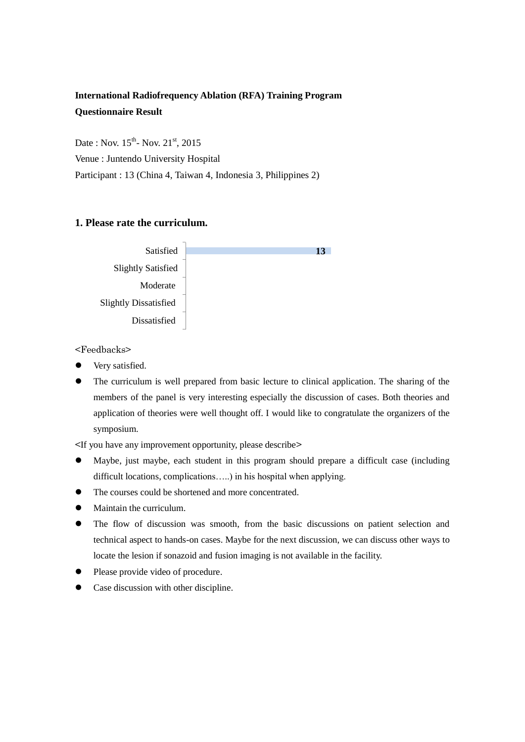**International Radiofrequency Ablation (RFA) Training Program**

**Questionnaire Result**

Date : Nov. 15th- Nov. 21st, 2015

Venue : Juntendo University Hospital

Participant : 13 (China 4, Taiwan 4, Indonesia 3, Philippines 2)

## 1. Please rate the curriculum.

| Rating | Count |
|---|---|
| Satisfied | 13 |
| Slightly Satisfied | |
| Moderate | |
| Slightly Dissatisfied | |
| Dissatisfied | |

<Feedbacks>

- Very satisfied.
- The curriculum is well prepared from basic lecture to clinical application. The sharing of the members of the panel is very interesting especially the discussion of cases. Both theories and application of theories were well thought off. I would like to congratulate the organizers of the symposium.

<If you have any improvement opportunity, please describe>

- Maybe, just maybe, each student in this program should prepare a difficult case (including difficult locations, complications…..) in his hospital when applying.
- The courses could be shortened and more concentrated.
- Maintain the curriculum.
- The flow of discussion was smooth, from the basic discussions on patient selection and technical aspect to hands-on cases. Maybe for the next discussion, we can discuss other ways to locate the lesion if sonazoid and fusion imaging is not available in the facility.
- Please provide video of procedure.
- Case discussion with other discipline.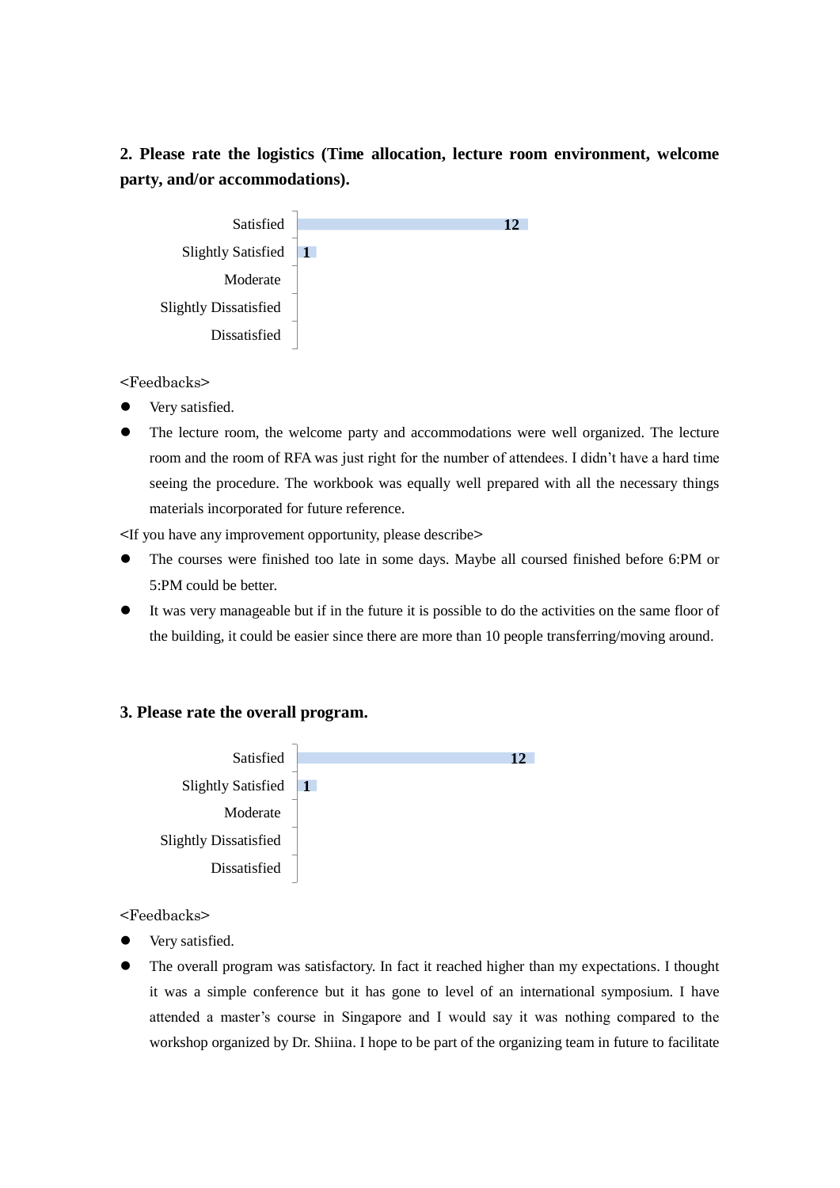**2. Please rate the logistics (Time allocation, lecture room environment, welcome party, and/or accommodations).**

| Rating | Count |
| --- | --- |
| Satisfied | 12 |
| Slightly Satisfied | 1 |
| Moderate | |
| Slightly Dissatisfied | |
| Dissatisfied | |

<Feedbacks>

- Very satisfied.
- The lecture room, the welcome party and accommodations were well organized. The lecture room and the room of RFA was just right for the number of attendees. I didn't have a hard time seeing the procedure. The workbook was equally well prepared with all the necessary things materials incorporated for future reference.

<If you have any improvement opportunity, please describe>

- The courses were finished too late in some days. Maybe all coursed finished before 6:PM or 5:PM could be better.
- It was very manageable but if in the future it is possible to do the activities on the same floor of the building, it could be easier since there are more than 10 people transferring/moving around.

**3. Please rate the overall program.**

| Rating | Count |
| --- | --- |
| Satisfied | 12 |
| Slightly Satisfied | 1 |
| Moderate | |
| Slightly Dissatisfied | |
| Dissatisfied | |

<Feedbacks>

- Very satisfied.
- The overall program was satisfactory. In fact it reached higher than my expectations. I thought it was a simple conference but it has gone to level of an international symposium. I have attended a master's course in Singapore and I would say it was nothing compared to the workshop organized by Dr. Shiina. I hope to be part of the organizing team in future to facilitate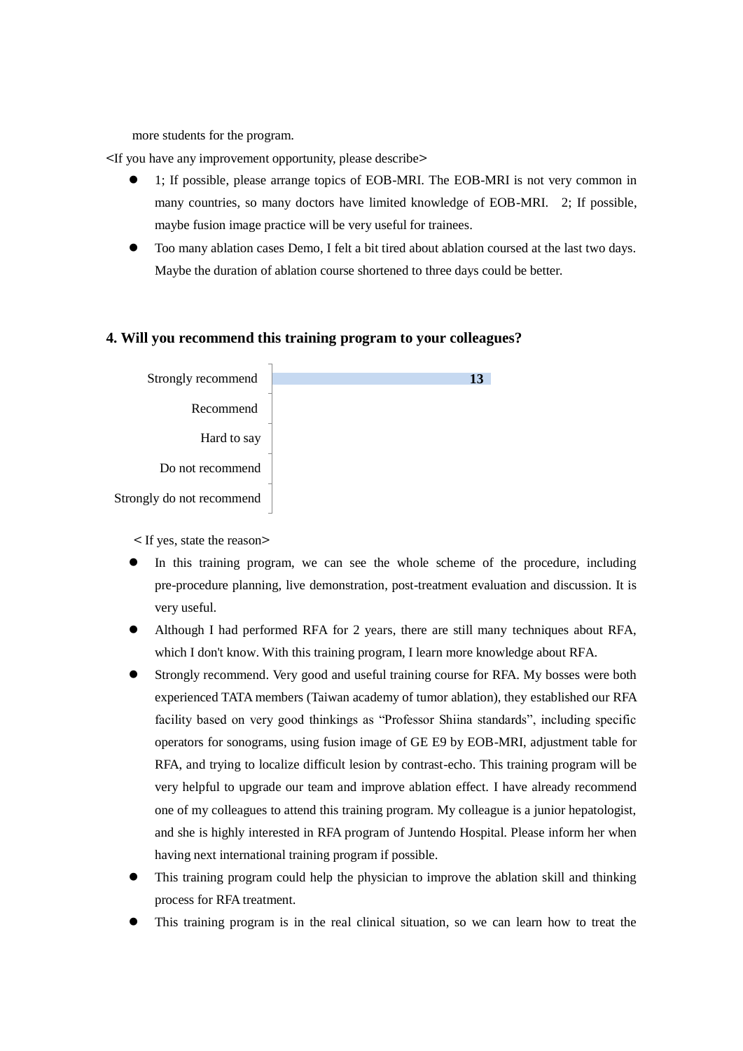more students for the program.

<If you have any improvement opportunity, please describe>

- 1; If possible, please arrange topics of EOB-MRI. The EOB-MRI is not very common in many countries, so many doctors have limited knowledge of EOB-MRI. 2; If possible, maybe fusion image practice will be very useful for trainees.
- Too many ablation cases Demo, I felt a bit tired about ablation coursed at the last two days. Maybe the duration of ablation course shortened to three days could be better.

### 4. Will you recommend this training program to your colleagues?

| Response | Count |
|---|---|
| Strongly recommend | 13 |
| Recommend | |
| Hard to say | |
| Do not recommend | |
| Strongly do not recommend | |

< If yes, state the reason>

- In this training program, we can see the whole scheme of the procedure, including pre-procedure planning, live demonstration, post-treatment evaluation and discussion. It is very useful.
- Although I had performed RFA for 2 years, there are still many techniques about RFA, which I don't know. With this training program, I learn more knowledge about RFA.
- Strongly recommend. Very good and useful training course for RFA. My bosses were both experienced TATA members (Taiwan academy of tumor ablation), they established our RFA facility based on very good thinkings as "Professor Shiina standards", including specific operators for sonograms, using fusion image of GE E9 by EOB-MRI, adjustment table for RFA, and trying to localize difficult lesion by contrast-echo. This training program will be very helpful to upgrade our team and improve ablation effect. I have already recommend one of my colleagues to attend this training program. My colleague is a junior hepatologist, and she is highly interested in RFA program of Juntendo Hospital. Please inform her when having next international training program if possible.
- This training program could help the physician to improve the ablation skill and thinking process for RFA treatment.
- This training program is in the real clinical situation, so we can learn how to treat the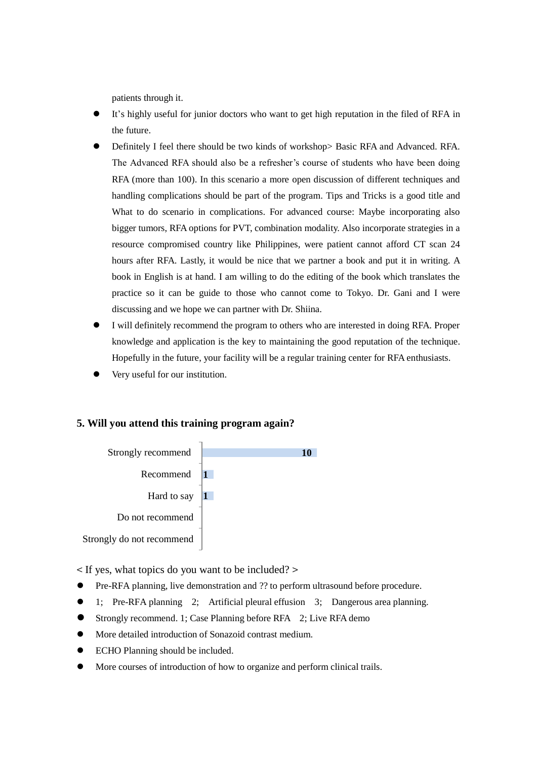patients through it.

- It's highly useful for junior doctors who want to get high reputation in the filed of RFA in the future.
- Definitely I feel there should be two kinds of workshop> Basic RFA and Advanced. RFA. The Advanced RFA should also be a refresher's course of students who have been doing RFA (more than 100). In this scenario a more open discussion of different techniques and handling complications should be part of the program. Tips and Tricks is a good title and What to do scenario in complications. For advanced course: Maybe incorporating also bigger tumors, RFA options for PVT, combination modality. Also incorporate strategies in a resource compromised country like Philippines, were patient cannot afford CT scan 24 hours after RFA. Lastly, it would be nice that we partner a book and put it in writing. A book in English is at hand. I am willing to do the editing of the book which translates the practice so it can be guide to those who cannot come to Tokyo. Dr. Gani and I were discussing and we hope we can partner with Dr. Shiina.
- I will definitely recommend the program to others who are interested in doing RFA. Proper knowledge and application is the key to maintaining the good reputation of the technique. Hopefully in the future, your facility will be a regular training center for RFA enthusiasts.
- Very useful for our institution.

### 5. Will you attend this training program again?

| Response | Count |
|---|---|
| Strongly recommend | 10 |
| Recommend | 1 |
| Hard to say | 1 |
| Do not recommend | |
| Strongly do not recommend | |

< If yes, what topics do you want to be included? >

- Pre-RFA planning, live demonstration and ?? to perform ultrasound before procedure.
- 1; Pre-RFA planning 2; Artificial pleural effusion 3; Dangerous area planning.
- Strongly recommend. 1; Case Planning before RFA 2; Live RFA demo
- More detailed introduction of Sonazoid contrast medium.
- ECHO Planning should be included.
- More courses of introduction of how to organize and perform clinical trails.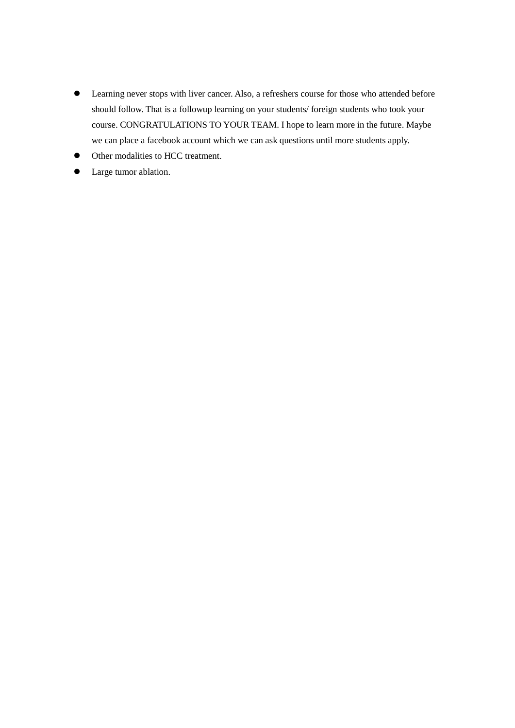- Learning never stops with liver cancer. Also, a refreshers course for those who attended before should follow. That is a followup learning on your students/ foreign students who took your course. CONGRATULATIONS TO YOUR TEAM. I hope to learn more in the future. Maybe we can place a facebook account which we can ask questions until more students apply.
- Other modalities to HCC treatment.
- Large tumor ablation.